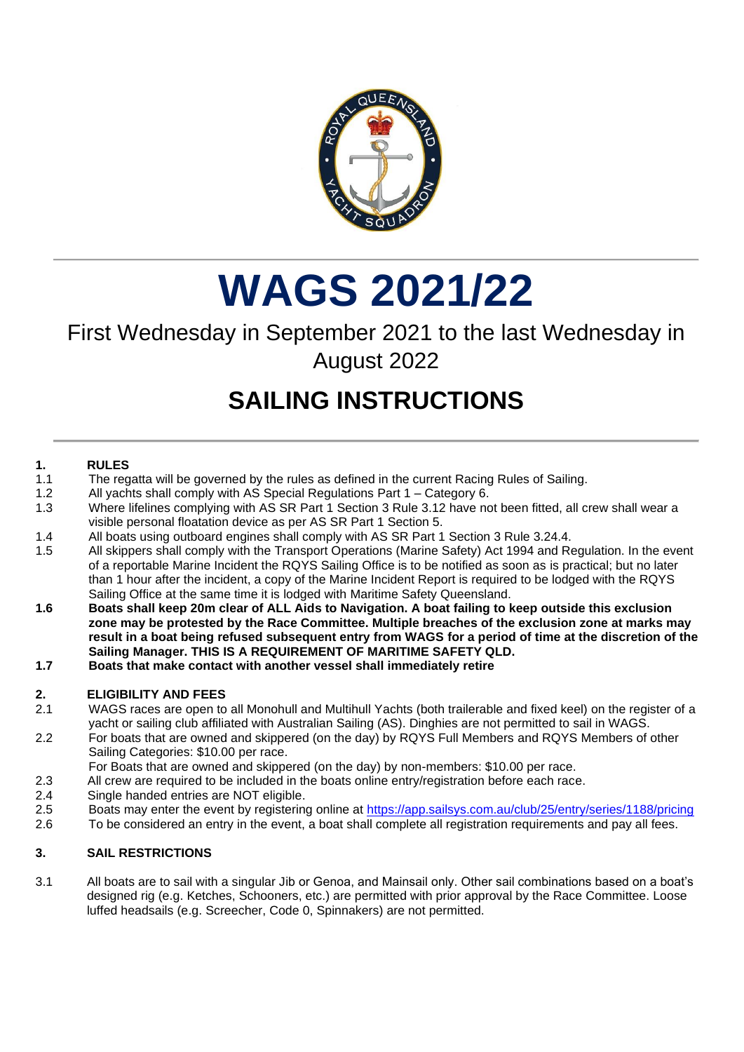# WAGS 2021/22

First Wednesday in September 2021 to the last Wednesday in August 2022

## SAILING INSTRUCTIONS

### 1. RULES

1.1 The regatta will be governed by the rules as defined in the current Racing Rules of Sailing.

1.2 All yachts shall comply with AS Special Regulations Part 1 – Category 6.

1.3 Where lifelines complying with AS SR Part 1 Section 3 Rule 3.12 have not been fitted, all crew shall wear a visible personal floatation device as per AS SR Part 1 Section 5.

1.4 All boats using outboard engines shall comply with AS SR Part 1 Section 3 Rule 3.24.4.

1.5 All skippers shall comply with the Transport Operations (Marine Safety) Act 1994 and Regulation. In the event of a reportable Marine Incident the RQYS Sailing Office is to be notified as soon as is practical; but no later than 1 hour after the incident, a copy of the Marine Incident Report is required to be lodged with the RQYS Sailing Office at the same time it is lodged with Maritime Safety Queensland.

**1.6 Boats shall keep 20m clear of ALL Aids to Navigation. A boat failing to keep outside this exclusion zone may be protested by the Race Committee. Multiple breaches of the exclusion zone at marks may result in a boat being refused subsequent entry from WAGS for a period of time at the discretion of the Sailing Manager. THIS IS A REQUIREMENT OF MARITIME SAFETY QLD.**

**1.7 Boats that make contact with another vessel shall immediately retire**

### 2. ELIGIBILITY AND FEES

2.1 WAGS races are open to all Monohull and Multihull Yachts (both trailerable and fixed keel) on the register of a yacht or sailing club affiliated with Australian Sailing (AS). Dinghies are not permitted to sail in WAGS.

2.2 For boats that are owned and skippered (on the day) by RQYS Full Members and RQYS Members of other Sailing Categories: $10.00 per race.
For Boats that are owned and skippered (on the day) by non-members: $10.00 per race.

2.3 All crew are required to be included in the boats online entry/registration before each race.

2.4 Single handed entries are NOT eligible.

2.5 Boats may enter the event by registering online at https://app.sailsys.com.au/club/25/entry/series/1188/pricing

2.6 To be considered an entry in the event, a boat shall complete all registration requirements and pay all fees.

### 3. SAIL RESTRICTIONS

3.1 All boats are to sail with a singular Jib or Genoa, and Mainsail only. Other sail combinations based on a boat's designed rig (e.g. Ketches, Schooners, etc.) are permitted with prior approval by the Race Committee. Loose luffed headsails (e.g. Screecher, Code 0, Spinnakers) are not permitted.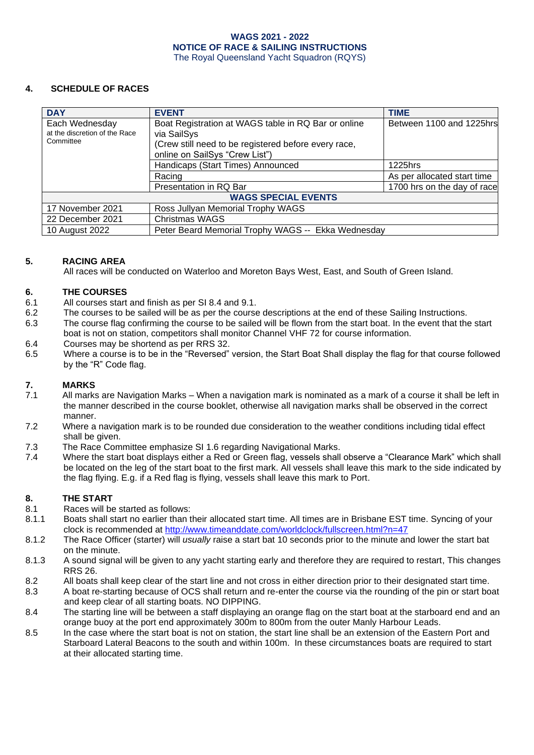**WAGS 2021 - 2022**
**NOTICE OF RACE & SAILING INSTRUCTIONS**
The Royal Queensland Yacht Squadron (RQYS)

## 4. SCHEDULE OF RACES

| DAY | EVENT | TIME |
|---|---|---|
| Each Wednesday at the discretion of the Race Committee | Boat Registration at WAGS table in RQ Bar or online via SailSys (Crew still need to be registered before every race, online on SailSys "Crew List") | Between 1100 and 1225hrs |
| | Handicaps (Start Times) Announced | 1225hrs |
| | Racing | As per allocated start time |
| | Presentation in RQ Bar | 1700 hrs on the day of race |
| **WAGS SPECIAL EVENTS** | | |
| 17 November 2021 | Ross Jullyan Memorial Trophy WAGS | |
| 22 December 2021 | Christmas WAGS | |
| 10 August 2022 | Peter Beard Memorial Trophy WAGS -- Ekka Wednesday | |

## 5. RACING AREA

All races will be conducted on Waterloo and Moreton Bays West, East, and South of Green Island.

## 6. THE COURSES

6.1 All courses start and finish as per SI 8.4 and 9.1.

6.2 The courses to be sailed will be as per the course descriptions at the end of these Sailing Instructions.

6.3 The course flag confirming the course to be sailed will be flown from the start boat. In the event that the start boat is not on station, competitors shall monitor Channel VHF 72 for course information.

6.4 Courses may be shortend as per RRS 32.

6.5 Where a course is to be in the "Reversed" version, the Start Boat Shall display the flag for that course followed by the "R" Code flag.

## 7. MARKS

7.1 All marks are Navigation Marks – When a navigation mark is nominated as a mark of a course it shall be left in the manner described in the course booklet, otherwise all navigation marks shall be observed in the correct manner.

7.2 Where a navigation mark is to be rounded due consideration to the weather conditions including tidal effect shall be given.

7.3 The Race Committee emphasize SI 1.6 regarding Navigational Marks.

7.4 Where the start boat displays either a Red or Green flag, vessels shall observe a "Clearance Mark" which shall be located on the leg of the start boat to the first mark. All vessels shall leave this mark to the side indicated by the flag flying. E.g. if a Red flag is flying, vessels shall leave this mark to Port.

## 8. THE START

8.1 Races will be started as follows:

8.1.1 Boats shall start no earlier than their allocated start time. All times are in Brisbane EST time. Syncing of your clock is recommended at http://www.timeanddate.com/worldclock/fullscreen.html?n=47

8.1.2 The Race Officer (starter) will *usually* raise a start bat 10 seconds prior to the minute and lower the start bat on the minute.

8.1.3 A sound signal will be given to any yacht starting early and therefore they are required to restart, This changes RRS 26.

8.2 All boats shall keep clear of the start line and not cross in either direction prior to their designated start time.

8.3 A boat re-starting because of OCS shall return and re-enter the course via the rounding of the pin or start boat and keep clear of all starting boats. NO DIPPING.

8.4 The starting line will be between a staff displaying an orange flag on the start boat at the starboard end and an orange buoy at the port end approximately 300m to 800m from the outer Manly Harbour Leads.

8.5 In the case where the start boat is not on station, the start line shall be an extension of the Eastern Port and Starboard Lateral Beacons to the south and within 100m. In these circumstances boats are required to start at their allocated starting time.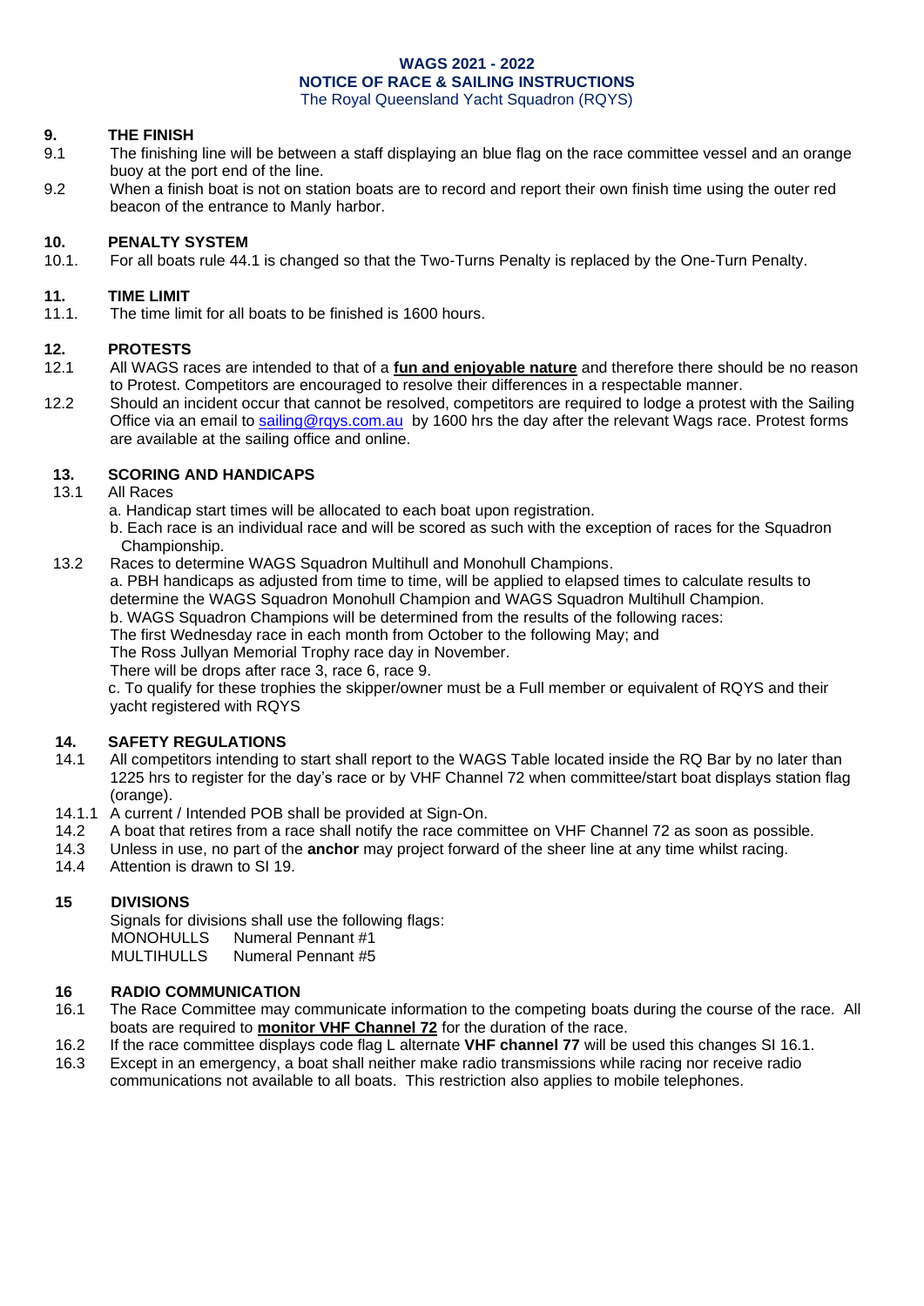**WAGS 2021 - 2022**
**NOTICE OF RACE & SAILING INSTRUCTIONS**
The Royal Queensland Yacht Squadron (RQYS)

## 9. THE FINISH

9.1 The finishing line will be between a staff displaying an blue flag on the race committee vessel and an orange buoy at the port end of the line.

9.2 When a finish boat is not on station boats are to record and report their own finish time using the outer red beacon of the entrance to Manly harbor.

## 10. PENALTY SYSTEM

10.1. For all boats rule 44.1 is changed so that the Two-Turns Penalty is replaced by the One-Turn Penalty.

## 11. TIME LIMIT

11.1. The time limit for all boats to be finished is 1600 hours.

## 12. PROTESTS

12.1 All WAGS races are intended to that of a **fun and enjoyable nature** and therefore there should be no reason to Protest. Competitors are encouraged to resolve their differences in a respectable manner.

12.2 Should an incident occur that cannot be resolved, competitors are required to lodge a protest with the Sailing Office via an email to sailing@rqys.com.au by 1600 hrs the day after the relevant Wags race. Protest forms are available at the sailing office and online.

## 13. SCORING AND HANDICAPS

13.1 All Races

a. Handicap start times will be allocated to each boat upon registration.

b. Each race is an individual race and will be scored as such with the exception of races for the Squadron Championship.

13.2 Races to determine WAGS Squadron Multihull and Monohull Champions.

a. PBH handicaps as adjusted from time to time, will be applied to elapsed times to calculate results to determine the WAGS Squadron Monohull Champion and WAGS Squadron Multihull Champion.

b. WAGS Squadron Champions will be determined from the results of the following races:

The first Wednesday race in each month from October to the following May; and

The Ross Jullyan Memorial Trophy race day in November.

There will be drops after race 3, race 6, race 9.

c. To qualify for these trophies the skipper/owner must be a Full member or equivalent of RQYS and their yacht registered with RQYS

## 14. SAFETY REGULATIONS

14.1 All competitors intending to start shall report to the WAGS Table located inside the RQ Bar by no later than 1225 hrs to register for the day's race or by VHF Channel 72 when committee/start boat displays station flag (orange).

14.1.1 A current / Intended POB shall be provided at Sign-On.

14.2 A boat that retires from a race shall notify the race committee on VHF Channel 72 as soon as possible.

14.3 Unless in use, no part of the **anchor** may project forward of the sheer line at any time whilst racing.

14.4 Attention is drawn to SI 19.

## 15 DIVISIONS

Signals for divisions shall use the following flags:

MONOHULLS Numeral Pennant #1
MULTIHULLS Numeral Pennant #5

## 16 RADIO COMMUNICATION

16.1 The Race Committee may communicate information to the competing boats during the course of the race. All boats are required to **monitor VHF Channel 72** for the duration of the race.

16.2 If the race committee displays code flag L alternate **VHF channel 77** will be used this changes SI 16.1.

16.3 Except in an emergency, a boat shall neither make radio transmissions while racing nor receive radio communications not available to all boats. This restriction also applies to mobile telephones.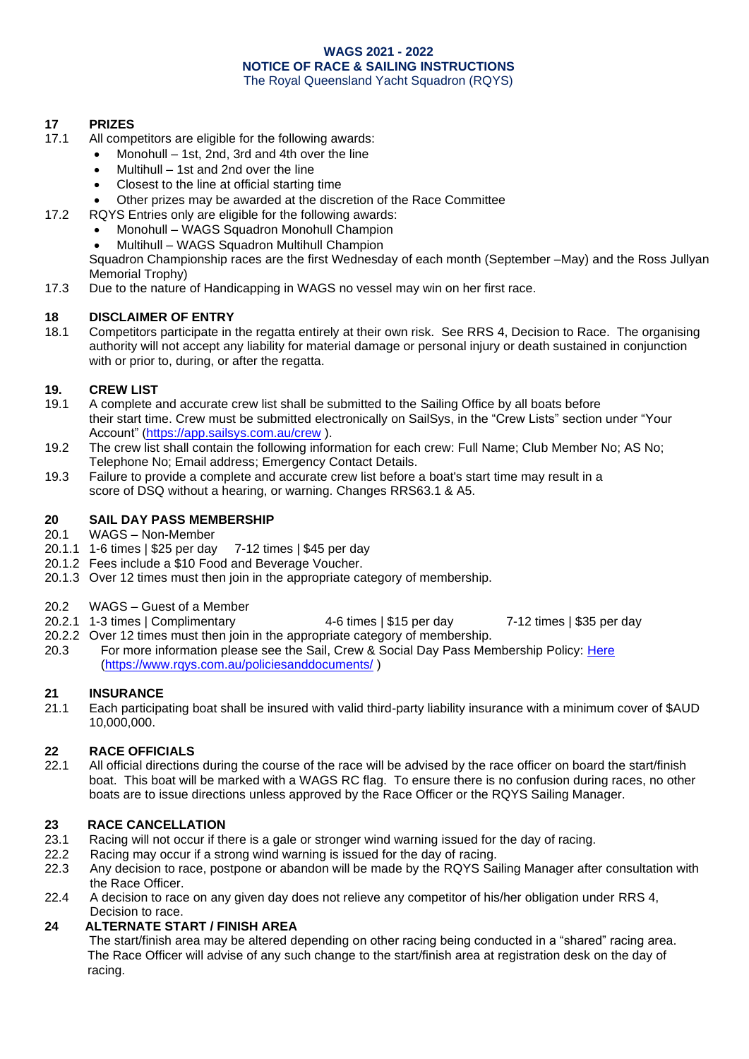**WAGS 2021 - 2022**
**NOTICE OF RACE & SAILING INSTRUCTIONS**
The Royal Queensland Yacht Squadron (RQYS)

## 17 PRIZES

17.1 All competitors are eligible for the following awards:

- Monohull – 1st, 2nd, 3rd and 4th over the line
- Multihull – 1st and 2nd over the line
- Closest to the line at official starting time
- Other prizes may be awarded at the discretion of the Race Committee

17.2 RQYS Entries only are eligible for the following awards:

- Monohull – WAGS Squadron Monohull Champion
- Multihull – WAGS Squadron Multihull Champion

Squadron Championship races are the first Wednesday of each month (September –May) and the Ross Jullyan Memorial Trophy)

17.3 Due to the nature of Handicapping in WAGS no vessel may win on her first race.

## 18 DISCLAIMER OF ENTRY

18.1 Competitors participate in the regatta entirely at their own risk. See RRS 4, Decision to Race. The organising authority will not accept any liability for material damage or personal injury or death sustained in conjunction with or prior to, during, or after the regatta.

## 19. CREW LIST

19.1 A complete and accurate crew list shall be submitted to the Sailing Office by all boats before their start time. Crew must be submitted electronically on SailSys, in the "Crew Lists" section under "Your Account" (https://app.sailsys.com.au/crew ).

19.2 The crew list shall contain the following information for each crew: Full Name; Club Member No; AS No; Telephone No; Email address; Emergency Contact Details.

19.3 Failure to provide a complete and accurate crew list before a boat's start time may result in a score of DSQ without a hearing, or warning. Changes RRS63.1 & A5.

## 20 SAIL DAY PASS MEMBERSHIP

20.1 WAGS – Non-Member

20.1.1 1-6 times | $25 per day 7-12 times | $45 per day

20.1.2 Fees include a $10 Food and Beverage Voucher.

20.1.3 Over 12 times must then join in the appropriate category of membership.

20.2 WAGS – Guest of a Member

20.2.1 1-3 times | Complimentary 4-6 times | $15 per day 7-12 times | $35 per day

20.2.2 Over 12 times must then join in the appropriate category of membership.

20.3 For more information please see the Sail, Crew & Social Day Pass Membership Policy: Here (https://www.rqys.com.au/policiesanddocuments/ )

## 21 INSURANCE

21.1 Each participating boat shall be insured with valid third-party liability insurance with a minimum cover of $AUD 10,000,000.

## 22 RACE OFFICIALS

22.1 All official directions during the course of the race will be advised by the race officer on board the start/finish boat. This boat will be marked with a WAGS RC flag. To ensure there is no confusion during races, no other boats are to issue directions unless approved by the Race Officer or the RQYS Sailing Manager.

## 23 RACE CANCELLATION

23.1 Racing will not occur if there is a gale or stronger wind warning issued for the day of racing.

22.2 Racing may occur if a strong wind warning is issued for the day of racing.

22.3 Any decision to race, postpone or abandon will be made by the RQYS Sailing Manager after consultation with the Race Officer.

22.4 A decision to race on any given day does not relieve any competitor of his/her obligation under RRS 4, Decision to race.

## 24 ALTERNATE START / FINISH AREA

The start/finish area may be altered depending on other racing being conducted in a "shared" racing area. The Race Officer will advise of any such change to the start/finish area at registration desk on the day of racing.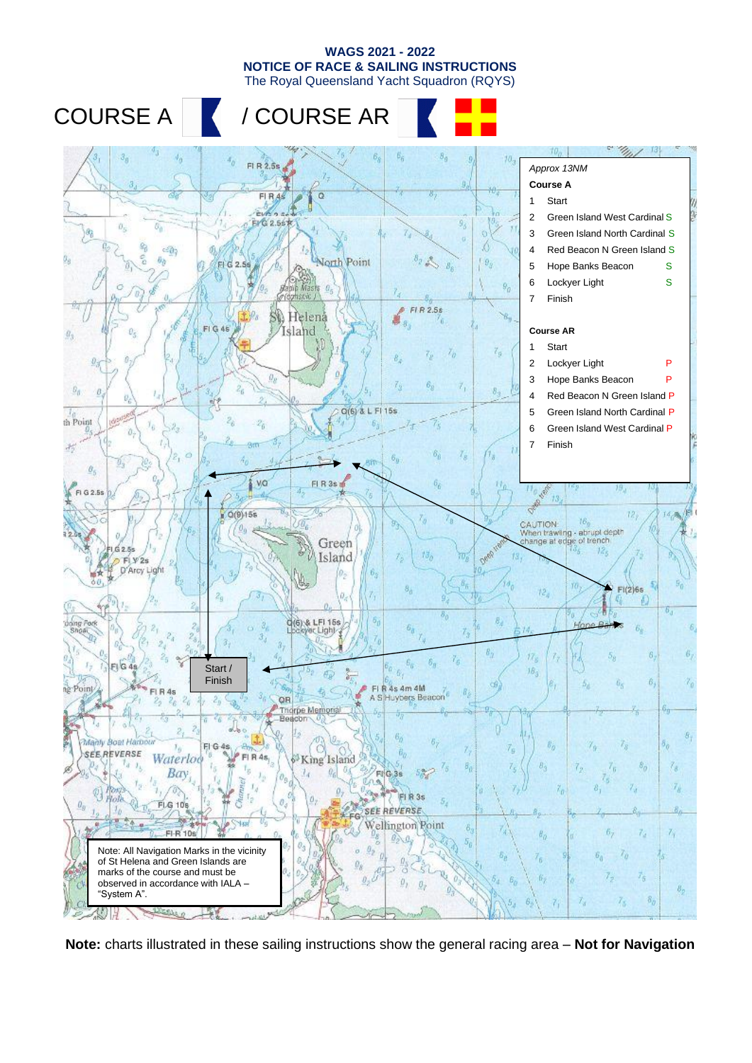**WAGS 2021 - 2022**
**NOTICE OF RACE & SAILING INSTRUCTIONS**
The Royal Queensland Yacht Squadron (RQYS)

# COURSE A / COURSE AR

*Approx 13NM*

**Course A**

| | | |
|---|---|---|
| 1 | Start | |
| 2 | Green Island West Cardinal | S |
| 3 | Green Island North Cardinal | S |
| 4 | Red Beacon N Green Island | S |
| 5 | Hope Banks Beacon | S |
| 6 | Lockyer Light | S |
| 7 | Finish | |

**Course AR**

| | | |
|---|---|---|
| 1 | Start | |
| 2 | Lockyer Light | P |
| 3 | Hope Banks Beacon | P |
| 4 | Red Beacon N Green Island | P |
| 5 | Green Island North Cardinal | P |
| 6 | Green Island West Cardinal | P |
| 7 | Finish | |

Start / Finish

Note: All Navigation Marks in the vicinity of St Helena and Green Islands are marks of the course and must be observed in accordance with IALA – "System A".

**Note:** charts illustrated in these sailing instructions show the general racing area – **Not for Navigation**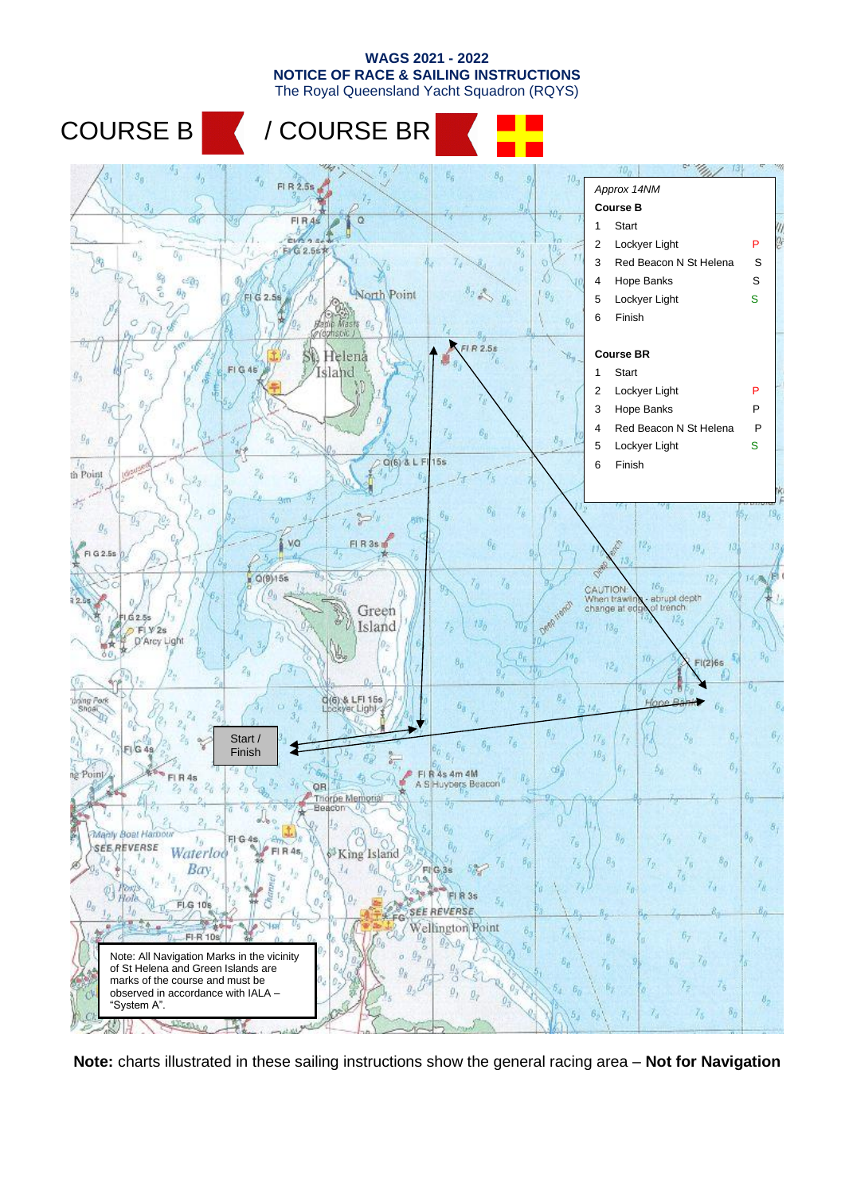**WAGS 2021 - 2022**
**NOTICE OF RACE & SAILING INSTRUCTIONS**
The Royal Queensland Yacht Squadron (RQYS)

# COURSE B / COURSE BR

*Approx 14NM*

**Course B**

| | | |
|---|---|---|
| 1 | Start | |
| 2 | Lockyer Light | P |
| 3 | Red Beacon N St Helena | S |
| 4 | Hope Banks | S |
| 5 | Lockyer Light | S |
| 6 | Finish | |

**Course BR**

| | | |
|---|---|---|
| 1 | Start | |
| 2 | Lockyer Light | P |
| 3 | Hope Banks | P |
| 4 | Red Beacon N St Helena | P |
| 5 | Lockyer Light | S |
| 6 | Finish | |

Start / Finish

Note: All Navigation Marks in the vicinity of St Helena and Green Islands are marks of the course and must be observed in accordance with IALA – "System A".

**Note:** charts illustrated in these sailing instructions show the general racing area – **Not for Navigation**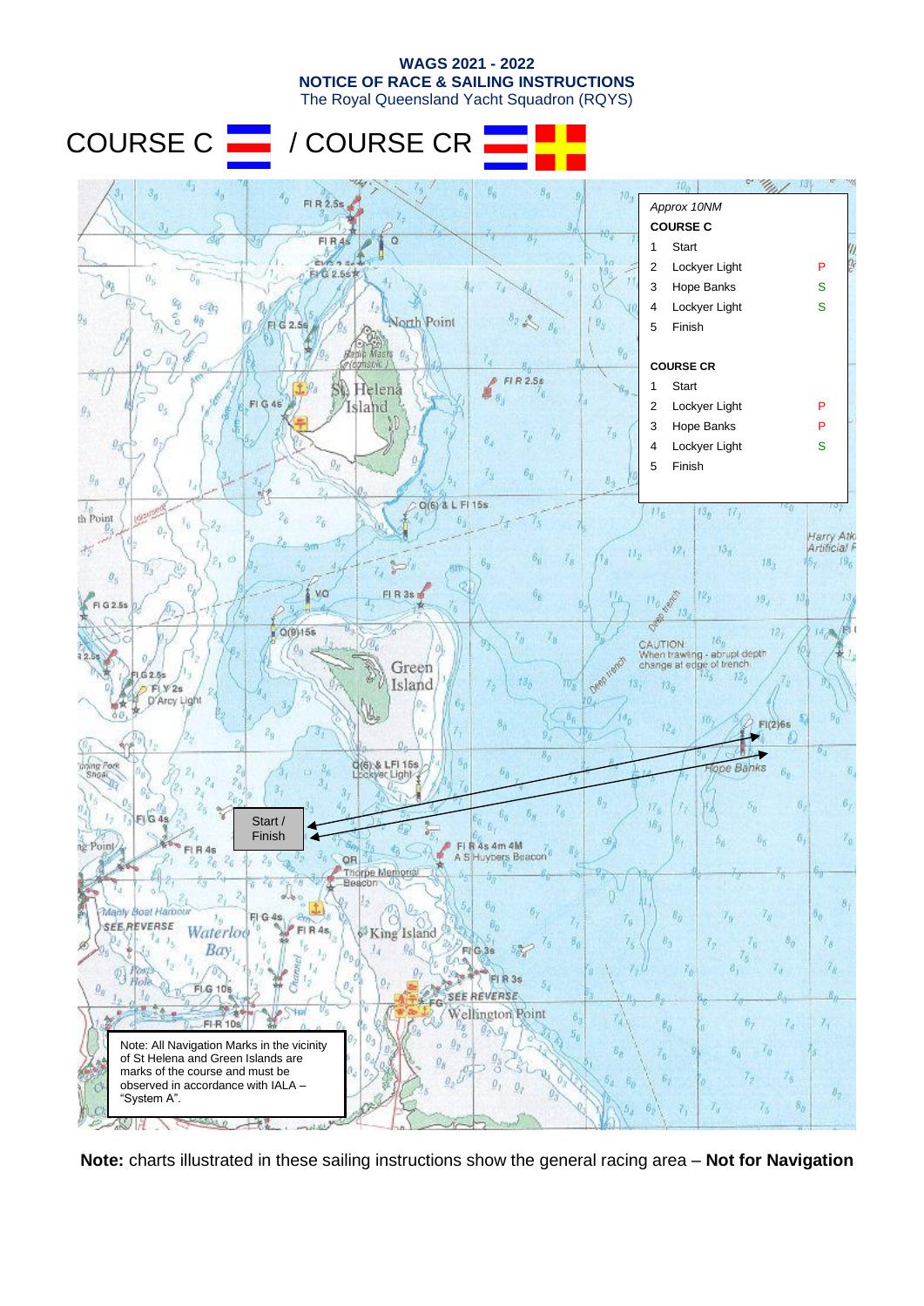**WAGS 2021 - 2022**
**NOTICE OF RACE & SAILING INSTRUCTIONS**
The Royal Queensland Yacht Squadron (RQYS)

# COURSE C / COURSE CR

*Approx 10NM*

**COURSE C**

| | | |
|---|---|---|
| 1 | Start | |
| 2 | Lockyer Light | P |
| 3 | Hope Banks | S |
| 4 | Lockyer Light | S |
| 5 | Finish | |

**COURSE CR**

| | | |
|---|---|---|
| 1 | Start | |
| 2 | Lockyer Light | P |
| 3 | Hope Banks | P |
| 4 | Lockyer Light | S |
| 5 | Finish | |

Start / Finish

CAUTION: When trawling - abrupt depth change at edge of trench

Note: All Navigation Marks in the vicinity of St Helena and Green Islands are marks of the course and must be observed in accordance with IALA – "System A".

**Note:** charts illustrated in these sailing instructions show the general racing area – **Not for Navigation**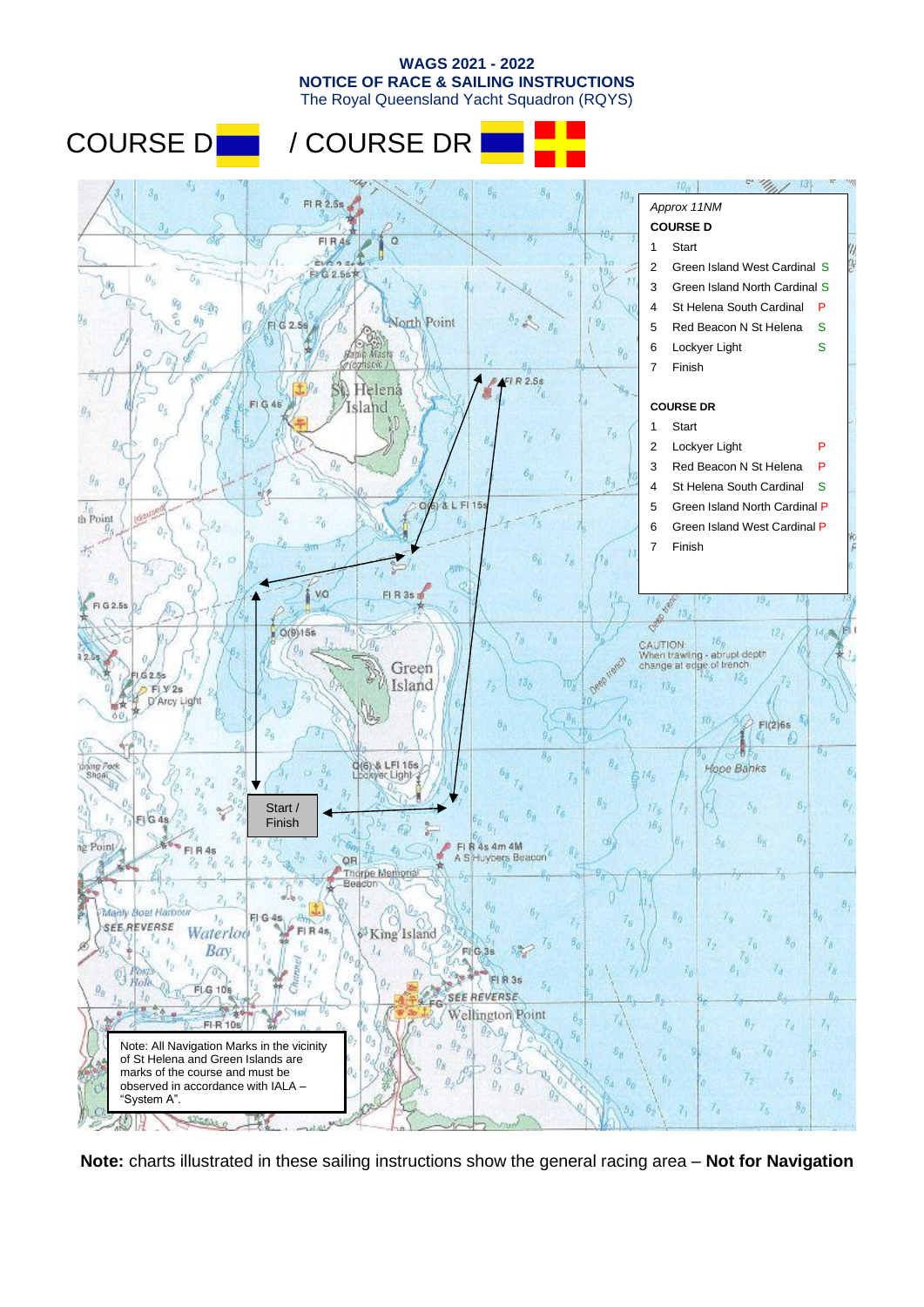**WAGS 2021 - 2022**
**NOTICE OF RACE & SAILING INSTRUCTIONS**
The Royal Queensland Yacht Squadron (RQYS)

# COURSE D / COURSE DR

*Approx 11NM*

**COURSE D**

| | | |
|---|---|---|
| 1 | Start | |
| 2 | Green Island West Cardinal | S |
| 3 | Green Island North Cardinal | S |
| 4 | St Helena South Cardinal | P |
| 5 | Red Beacon N St Helena | S |
| 6 | Lockyer Light | S |
| 7 | Finish | |

**COURSE DR**

| | | |
|---|---|---|
| 1 | Start | |
| 2 | Lockyer Light | P |
| 3 | Red Beacon N St Helena | P |
| 4 | St Helena South Cardinal | S |
| 5 | Green Island North Cardinal | P |
| 6 | Green Island West Cardinal | P |
| 7 | Finish | |

Start / Finish

Note: All Navigation Marks in the vicinity of St Helena and Green Islands are marks of the course and must be observed in accordance with IALA – "System A".

**Note:** charts illustrated in these sailing instructions show the general racing area – **Not for Navigation**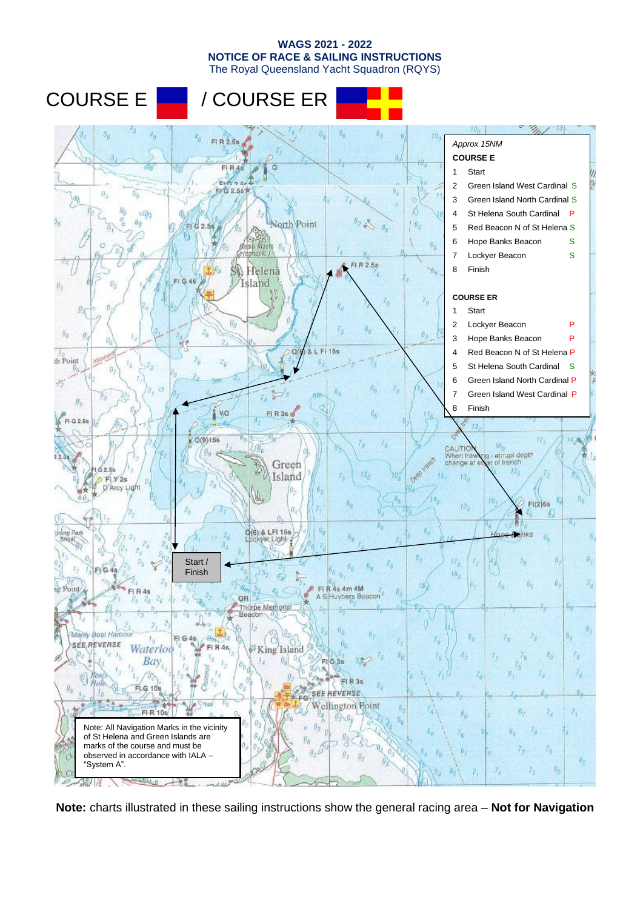**WAGS 2021 - 2022**
**NOTICE OF RACE & SAILING INSTRUCTIONS**
The Royal Queensland Yacht Squadron (RQYS)

# COURSE E / COURSE ER

*Approx 15NM*

**COURSE E**

| | | |
|---|---|---|
| 1 | Start | |
| 2 | Green Island West Cardinal | S |
| 3 | Green Island North Cardinal | S |
| 4 | St Helena South Cardinal | P |
| 5 | Red Beacon N of St Helena | S |
| 6 | Hope Banks Beacon | S |
| 7 | Lockyer Beacon | S |
| 8 | Finish | |

**COURSE ER**

| | | |
|---|---|---|
| 1 | Start | |
| 2 | Lockyer Beacon | P |
| 3 | Hope Banks Beacon | P |
| 4 | Red Beacon N of St Helena | P |
| 5 | St Helena South Cardinal | S |
| 6 | Green Island North Cardinal | P |
| 7 | Green Island West Cardinal | P |
| 8 | Finish | |

Start / Finish

Note: All Navigation Marks in the vicinity of St Helena and Green Islands are marks of the course and must be observed in accordance with IALA – "System A".

**Note:** charts illustrated in these sailing instructions show the general racing area – **Not for Navigation**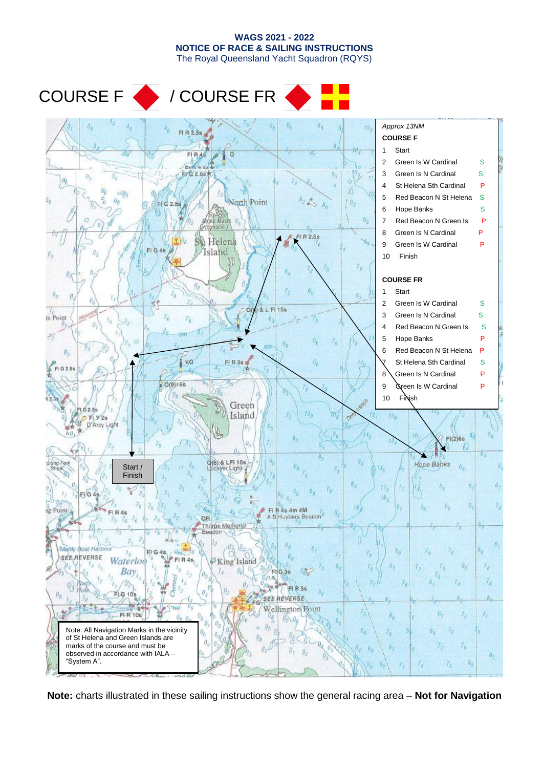**WAGS 2021 - 2022**
**NOTICE OF RACE & SAILING INSTRUCTIONS**
The Royal Queensland Yacht Squadron (RQYS)

# COURSE F / COURSE FR

*Approx 13NM*

**COURSE F**

| # | Mark | |
|---|---|---|
| 1 | Start | |
| 2 | Green Is W Cardinal | S |
| 3 | Green Is N Cardinal | S |
| 4 | St Helena Sth Cardinal | P |
| 5 | Red Beacon N St Helena | S |
| 6 | Hope Banks | S |
| 7 | Red Beacon N Green Is | P |
| 8 | Green Is N Cardinal | P |
| 9 | Green Is W Cardinal | P |
| 10 | Finish | |

**COURSE FR**

| # | Mark | |
|---|---|---|
| 1 | Start | |
| 2 | Green Is W Cardinal | S |
| 3 | Green Is N Cardinal | S |
| 4 | Red Beacon N Green Is | S |
| 5 | Hope Banks | P |
| 6 | Red Beacon N St Helena | P |
| 7 | St Helena Sth Cardinal | S |
| 8 | Green Is N Cardinal | P |
| 9 | Green Is W Cardinal | P |
| 10 | Finish | |

Start / Finish

Note: All Navigation Marks in the vicinity of St Helena and Green Islands are marks of the course and must be observed in accordance with IALA – "System A".

**Note:** charts illustrated in these sailing instructions show the general racing area – **Not for Navigation**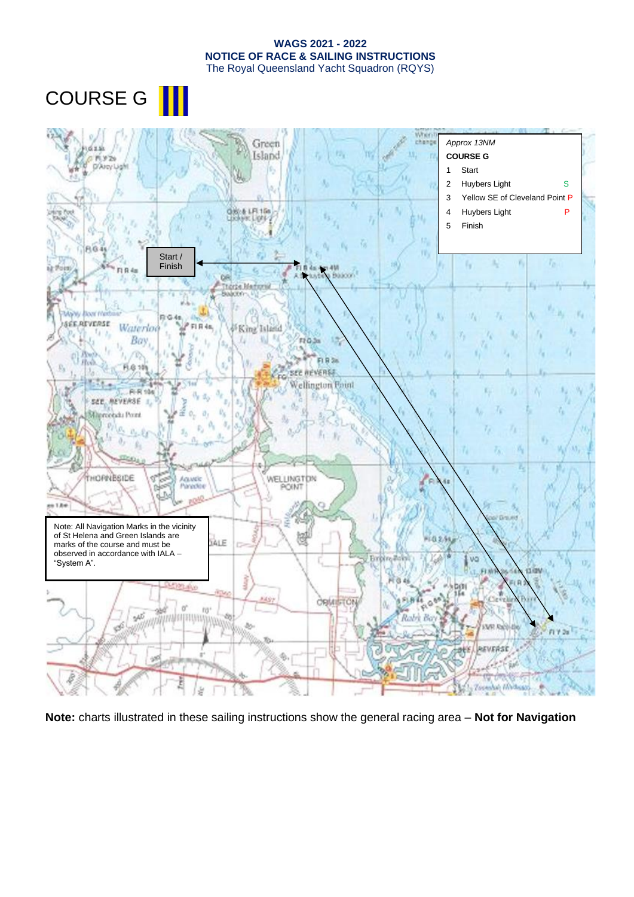**WAGS 2021 - 2022**
**NOTICE OF RACE & SAILING INSTRUCTIONS**
The Royal Queensland Yacht Squadron (RQYS)

# COURSE G

Start / Finish

*Approx 13NM*

**COURSE G**

| | | |
|---|---|---|
| 1 | Start | |
| 2 | Huybers Light | S |
| 3 | Yellow SE of Cleveland Point | P |
| 4 | Huybers Light | P |
| 5 | Finish | |

Note: All Navigation Marks in the vicinity of St Helena and Green Islands are marks of the course and must be observed in accordance with IALA – "System A".

**Note:** charts illustrated in these sailing instructions show the general racing area – **Not for Navigation**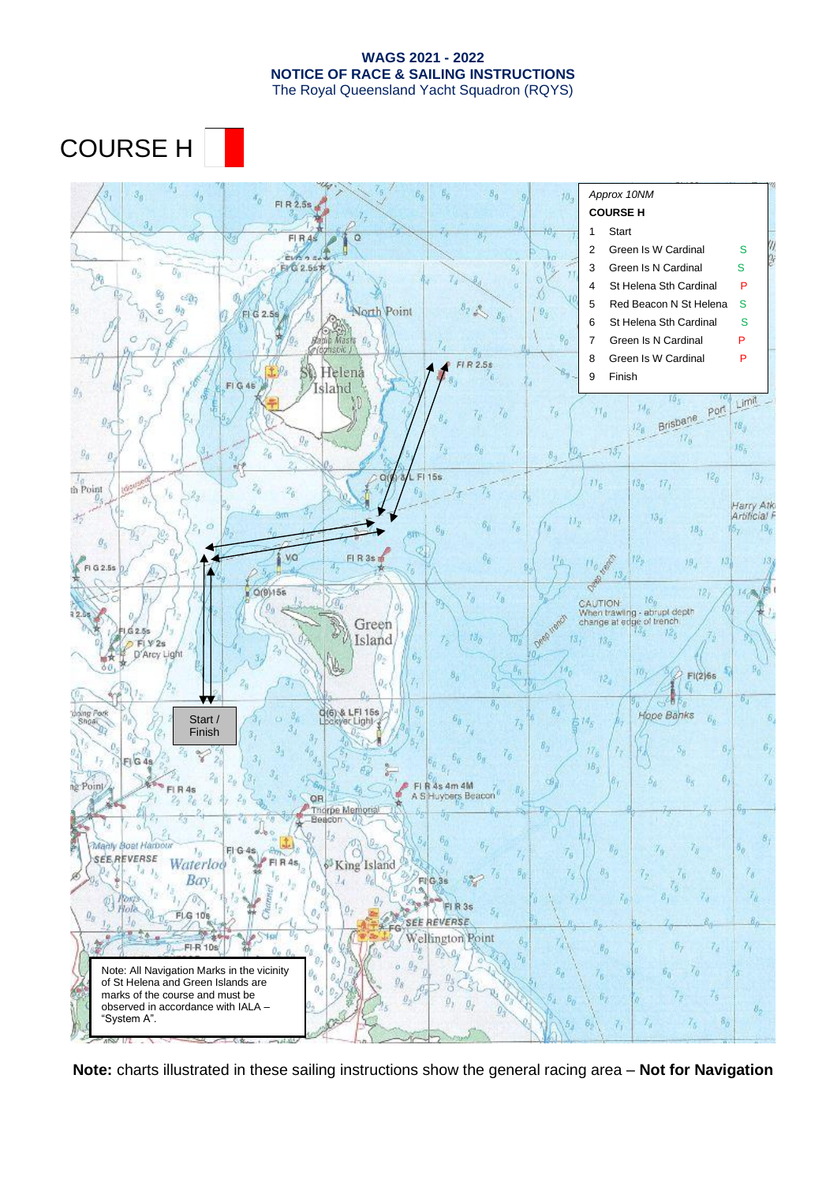**WAGS 2021 - 2022**
**NOTICE OF RACE & SAILING INSTRUCTIONS**
The Royal Queensland Yacht Squadron (RQYS)

# COURSE H

*Approx 10NM*

**COURSE H**

| | | |
|---|---|---|
| 1 | Start | |
| 2 | Green Is W Cardinal | S |
| 3 | Green Is N Cardinal | S |
| 4 | St Helena Sth Cardinal | P |
| 5 | Red Beacon N St Helena | S |
| 6 | St Helena Sth Cardinal | S |
| 7 | Green Is N Cardinal | P |
| 8 | Green Is W Cardinal | P |
| 9 | Finish | |

Start / Finish

Note: All Navigation Marks in the vicinity of St Helena and Green Islands are marks of the course and must be observed in accordance with IALA – "System A".

**Note:** charts illustrated in these sailing instructions show the general racing area – **Not for Navigation**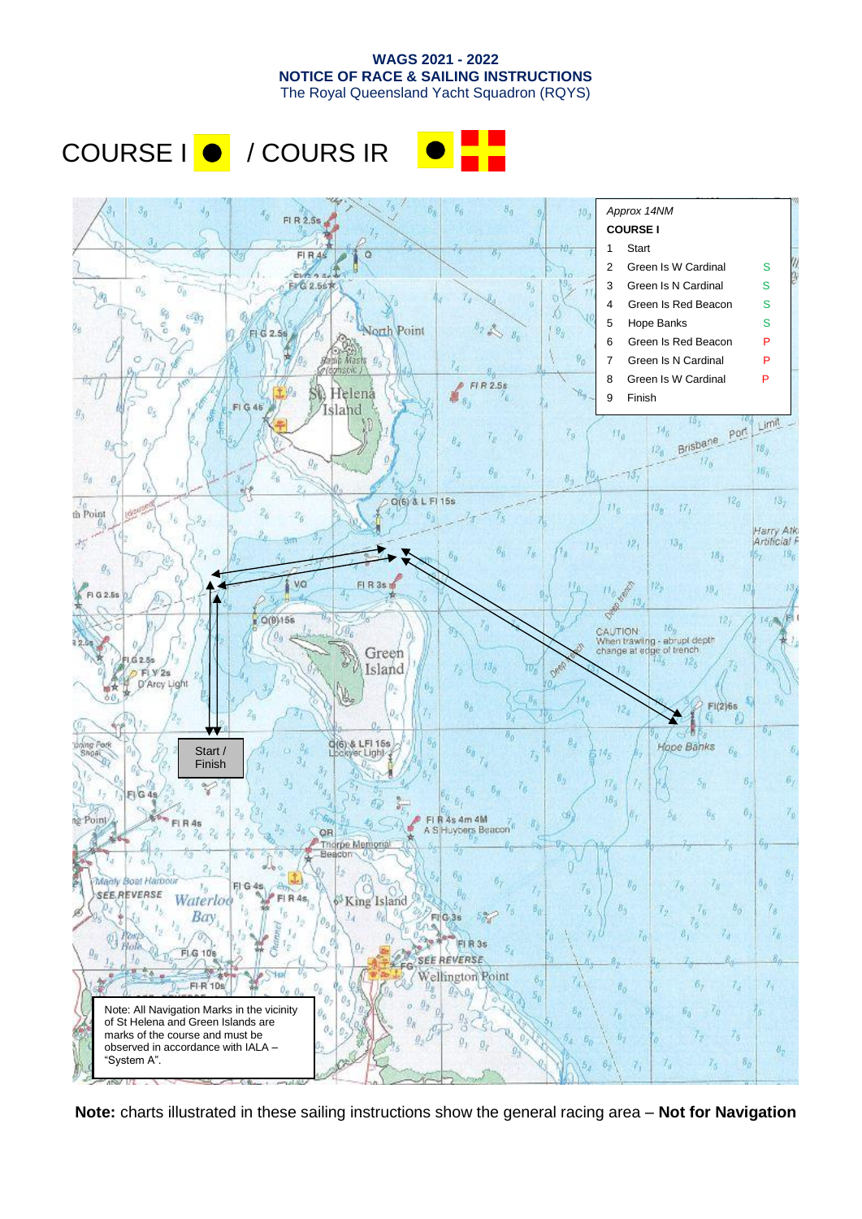**WAGS 2021 - 2022**
**NOTICE OF RACE & SAILING INSTRUCTIONS**
The Royal Queensland Yacht Squadron (RQYS)

# COURSE I / COURS IR

*Approx 14NM*

**COURSE I**

| | | |
|---|---|---|
| 1 | Start | |
| 2 | Green Is W Cardinal | S |
| 3 | Green Is N Cardinal | S |
| 4 | Green Is Red Beacon | S |
| 5 | Hope Banks | S |
| 6 | Green Is Red Beacon | P |
| 7 | Green Is N Cardinal | P |
| 8 | Green Is W Cardinal | P |
| 9 | Finish | |

Start / Finish

Note: All Navigation Marks in the vicinity of St Helena and Green Islands are marks of the course and must be observed in accordance with IALA – "System A".

**Note:** charts illustrated in these sailing instructions show the general racing area – **Not for Navigation**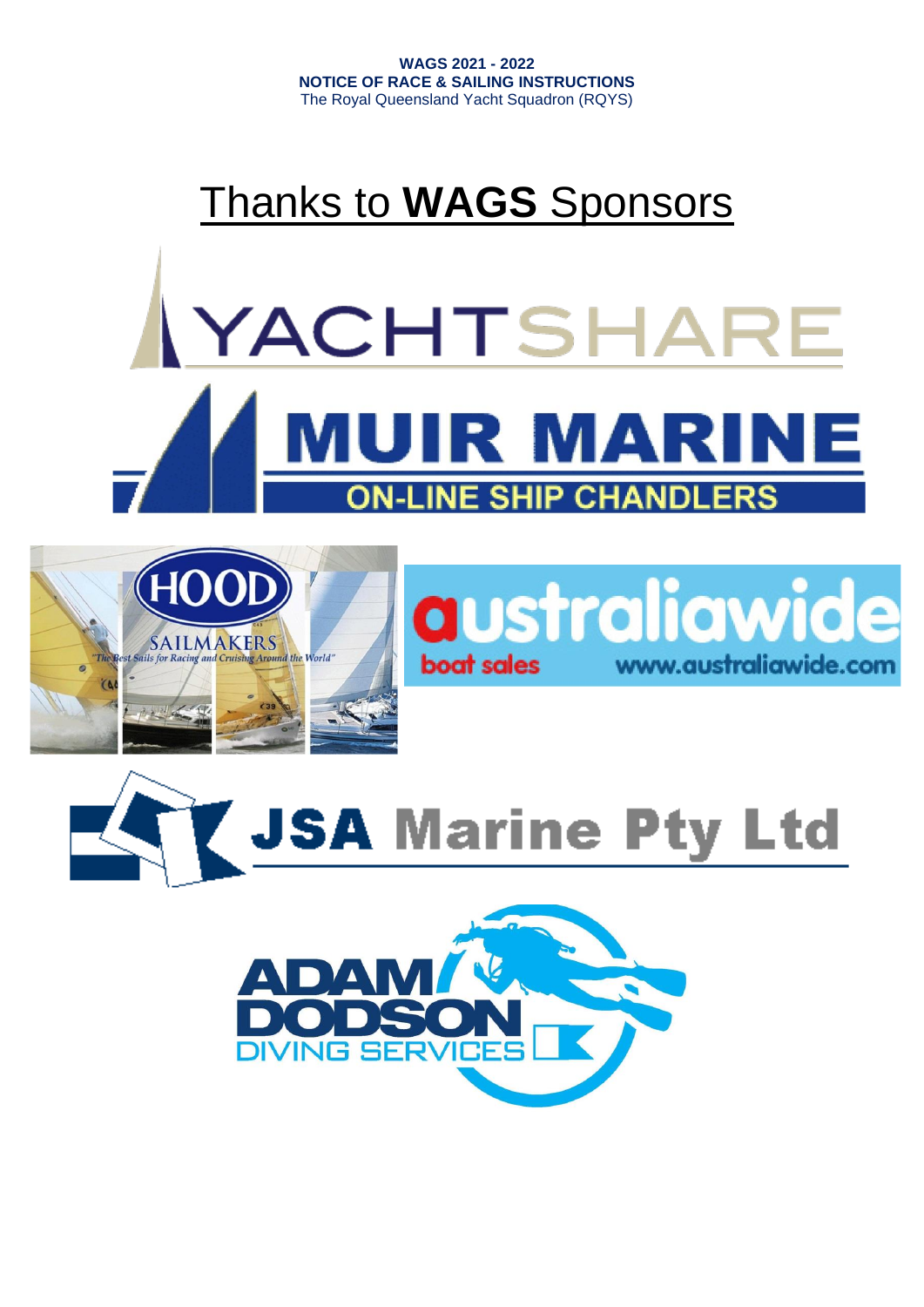# Thanks to **WAGS** Sponsors

YACHTSHARE

MUIR MARINE
ON-LINE SHIP CHANDLERS

HOOD
SAILMAKERS
"The Best Sails for Racing and Cruising Around the World"

australiawide
boat sales
www.australiawide.com

JSA Marine Pty Ltd

ADAM DODSON
DIVING SERVICES